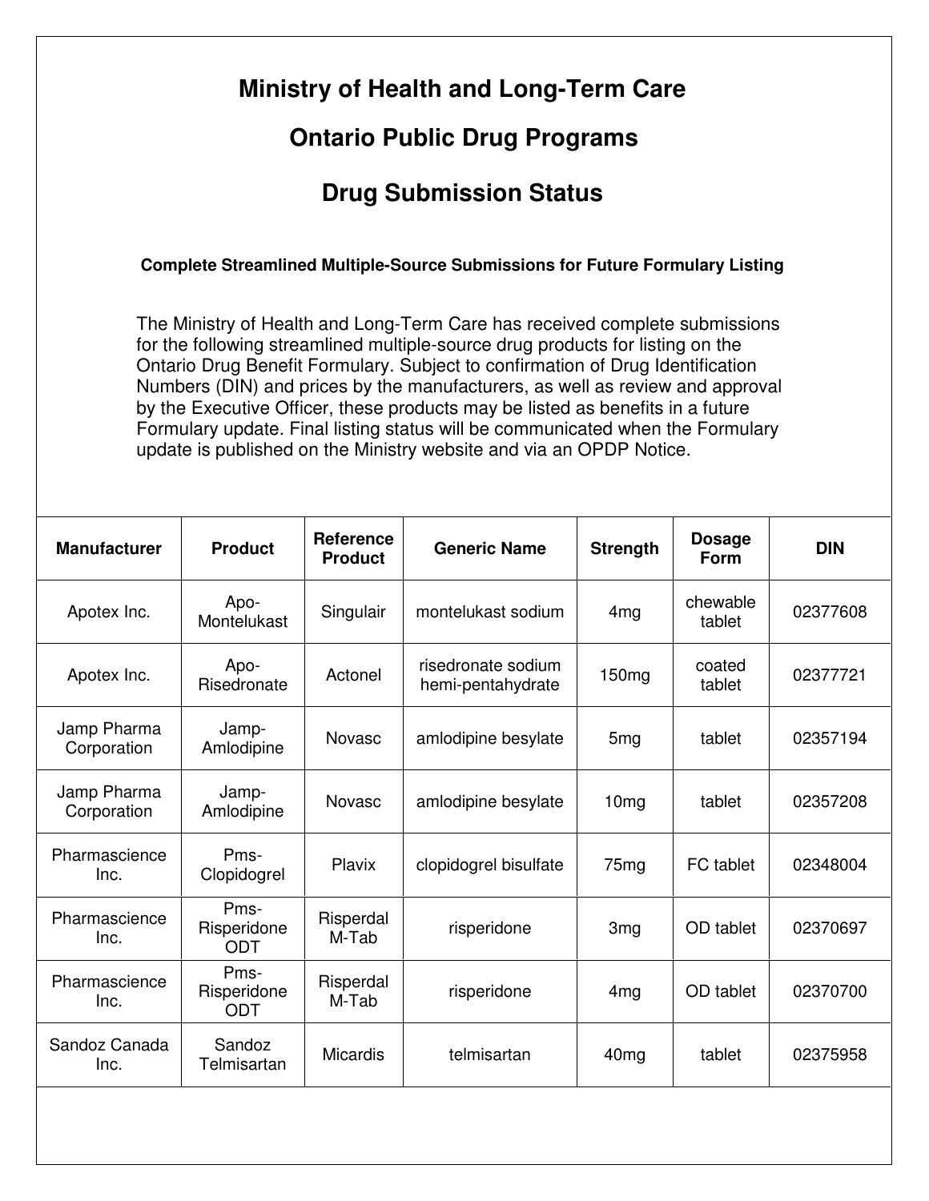# Ministry of Health and Long-Term Care

## Ontario Public Drug Programs

## Drug Submission Status

**Complete Streamlined Multiple-Source Submissions for Future Formulary Listing**

The Ministry of Health and Long-Term Care has received complete submissions for the following streamlined multiple-source drug products for listing on the Ontario Drug Benefit Formulary. Subject to confirmation of Drug Identification Numbers (DIN) and prices by the manufacturers, as well as review and approval by the Executive Officer, these products may be listed as benefits in a future Formulary update. Final listing status will be communicated when the Formulary update is published on the Ministry website and via an OPDP Notice.

| Manufacturer | Product | Reference Product | Generic Name | Strength | Dosage Form | DIN |
|---|---|---|---|---|---|---|
| Apotex Inc. | Apo-Montelukast | Singulair | montelukast sodium | 4mg | chewable tablet | 02377608 |
| Apotex Inc. | Apo-Risedronate | Actonel | risedronate sodium hemi-pentahydrate | 150mg | coated tablet | 02377721 |
| Jamp Pharma Corporation | Jamp-Amlodipine | Novasc | amlodipine besylate | 5mg | tablet | 02357194 |
| Jamp Pharma Corporation | Jamp-Amlodipine | Novasc | amlodipine besylate | 10mg | tablet | 02357208 |
| Pharmascience Inc. | Pms-Clopidogrel | Plavix | clopidogrel bisulfate | 75mg | FC tablet | 02348004 |
| Pharmascience Inc. | Pms-Risperidone ODT | Risperdal M-Tab | risperidone | 3mg | OD tablet | 02370697 |
| Pharmascience Inc. | Pms-Risperidone ODT | Risperdal M-Tab | risperidone | 4mg | OD tablet | 02370700 |
| Sandoz Canada Inc. | Sandoz Telmisartan | Micardis | telmisartan | 40mg | tablet | 02375958 |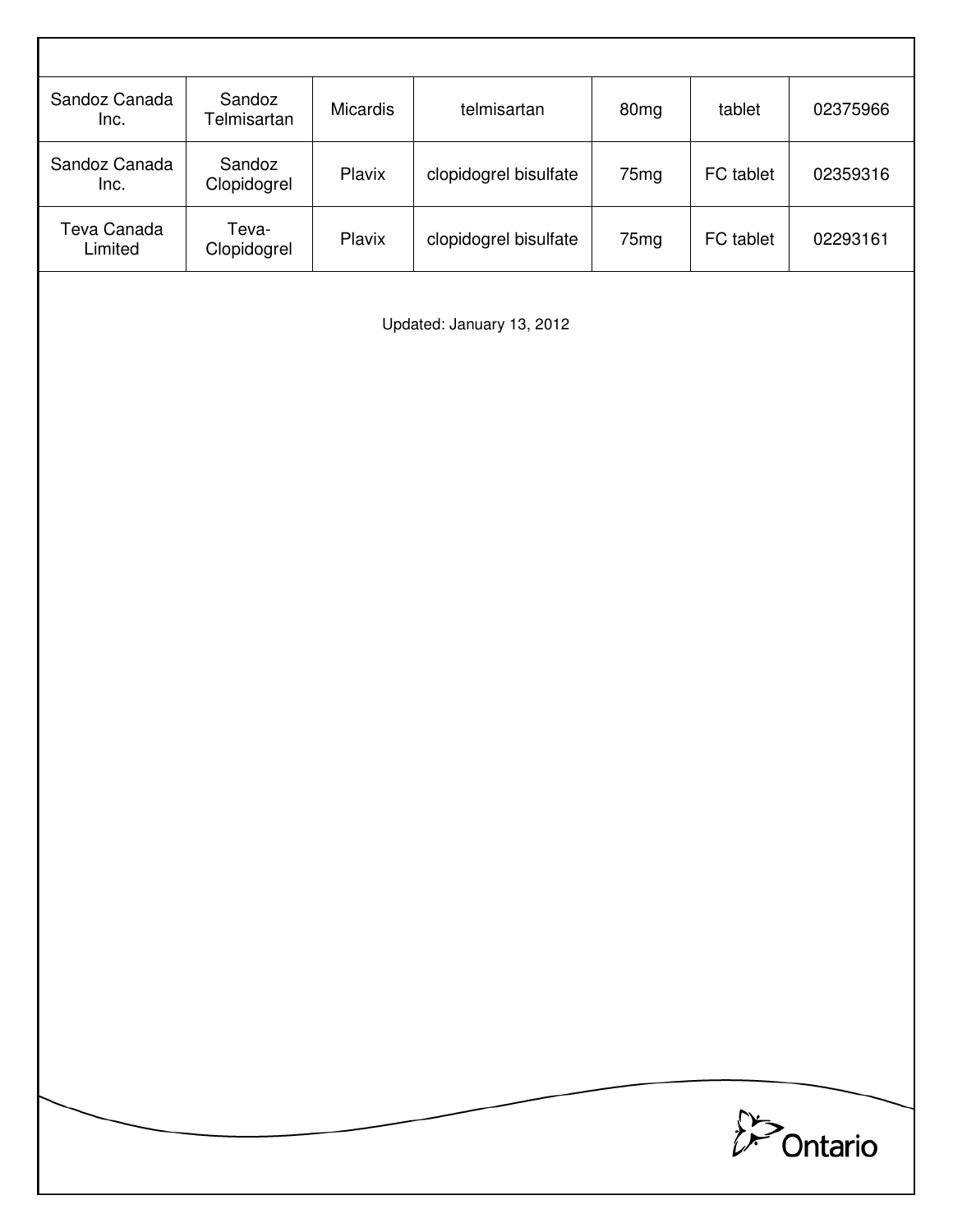| | | | | | | |
|---|---|---|---|---|---|---|
| Sandoz Canada Inc. | Sandoz Telmisartan | Micardis | telmisartan | 80mg | tablet | 02375966 |
| Sandoz Canada Inc. | Sandoz Clopidogrel | Plavix | clopidogrel bisulfate | 75mg | FC tablet | 02359316 |
| Teva Canada Limited | Teva-Clopidogrel | Plavix | clopidogrel bisulfate | 75mg | FC tablet | 02293161 |

Updated: January 13, 2012